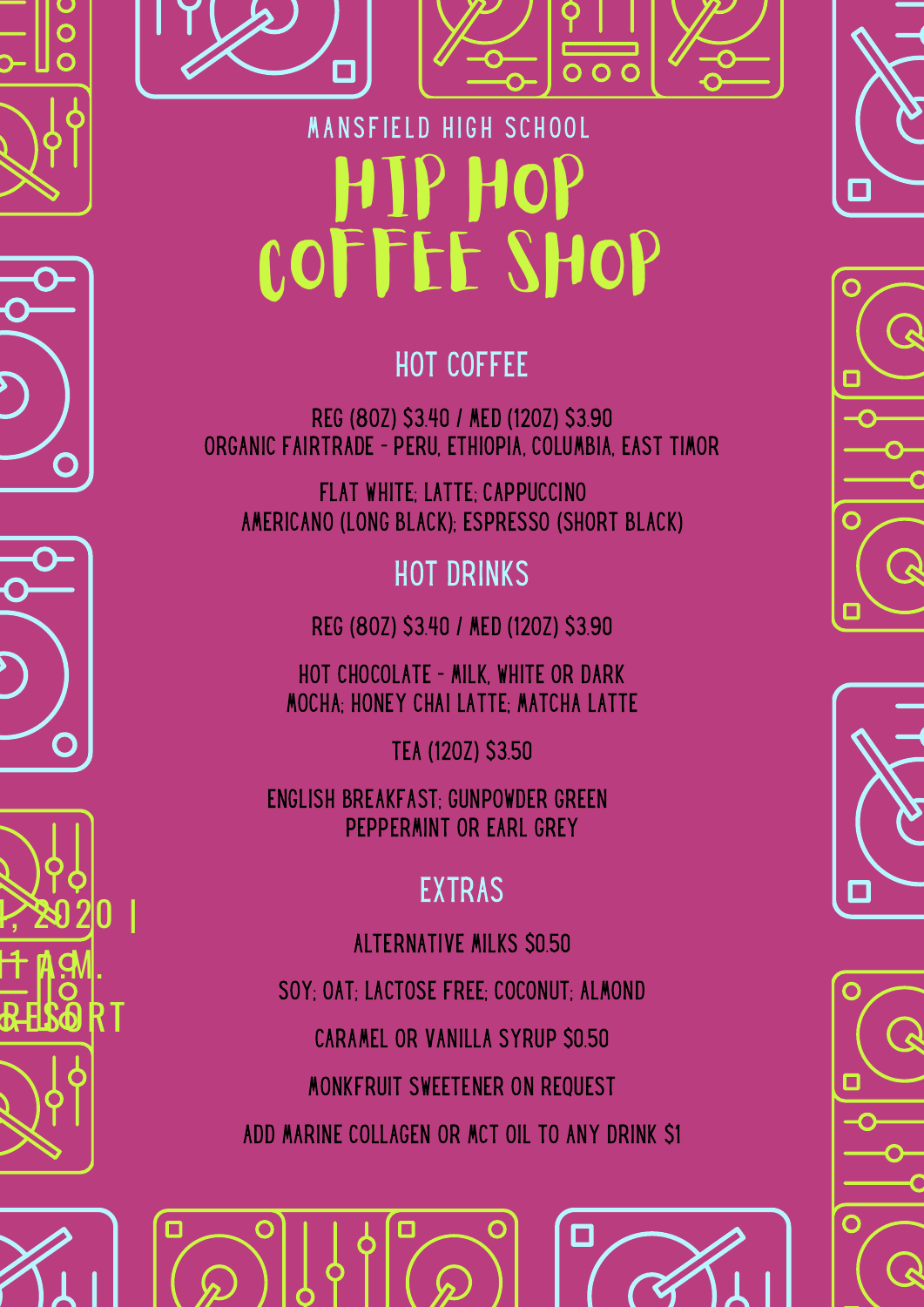MANSFIELD HIGH SCHOOL

# HIP HOP COFFEE SHOP

## HOT COFFEE

REG (8OZ) $3.40 / MED (12OZ) $3.90
ORGANIC FAIRTRADE - PERU, ETHIOPIA, COLUMBIA, EAST TIMOR

FLAT WHITE; LATTE; CAPPUCCINO
AMERICANO (LONG BLACK); ESPRESSO (SHORT BLACK)

## HOT DRINKS

REG (8OZ) $3.40 / MED (12OZ) $3.90

HOT CHOCOLATE - MILK, WHITE OR DARK
MOCHA; HONEY CHAI LATTE; MATCHA LATTE

TEA (12OZ) $3.50

ENGLISH BREAKFAST; GUNPOWDER GREEN
PEPPERMINT OR EARL GREY

## EXTRAS

ALTERNATIVE MILKS $0.50

SOY; OAT; LACTOSE FREE; COCONUT; ALMOND

CARAMEL OR VANILLA SYRUP $0.50

MONKFRUIT SWEETENER ON REQUEST

ADD MARINE COLLAGEN OR MCT OIL TO ANY DRINK $1

1, 2020 |
11 A.M.
RESORT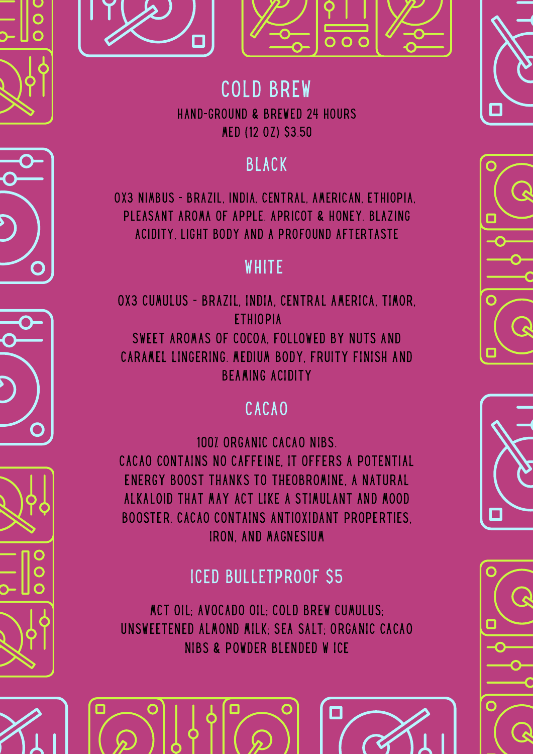# COLD BREW

HAND-GROUND & BREWED 24 HOURS
MED (12 OZ) $3.50

## BLACK

OX3 NIMBUS - BRAZIL, INDIA, CENTRAL, AMERICAN, ETHIOPIA, PLEASANT AROMA OF APPLE. APRICOT & HONEY. BLAZING ACIDITY, LIGHT BODY AND A PROFOUND AFTERTASTE

## WHITE

OX3 CUMULUS - BRAZIL, INDIA, CENTRAL AMERICA, TIMOR, ETHIOPIA
SWEET AROMAS OF COCOA, FOLLOWED BY NUTS AND CARAMEL LINGERING. MEDIUM BODY, FRUITY FINISH AND BEAMING ACIDITY

## CACAO

100% ORGANIC CACAO NIBS.
CACAO CONTAINS NO CAFFEINE, IT OFFERS A POTENTIAL ENERGY BOOST THANKS TO THEOBROMINE, A NATURAL ALKALOID THAT MAY ACT LIKE A STIMULANT AND MOOD BOOSTER. CACAO CONTAINS ANTIOXIDANT PROPERTIES, IRON, AND MAGNESIUM

## ICED BULLETPROOF $5

MCT OIL; AVOCADO OIL; COLD BREW CUMULUS; UNSWEETENED ALMOND MILK; SEA SALT; ORGANIC CACAO NIBS & POWDER BLENDED W ICE